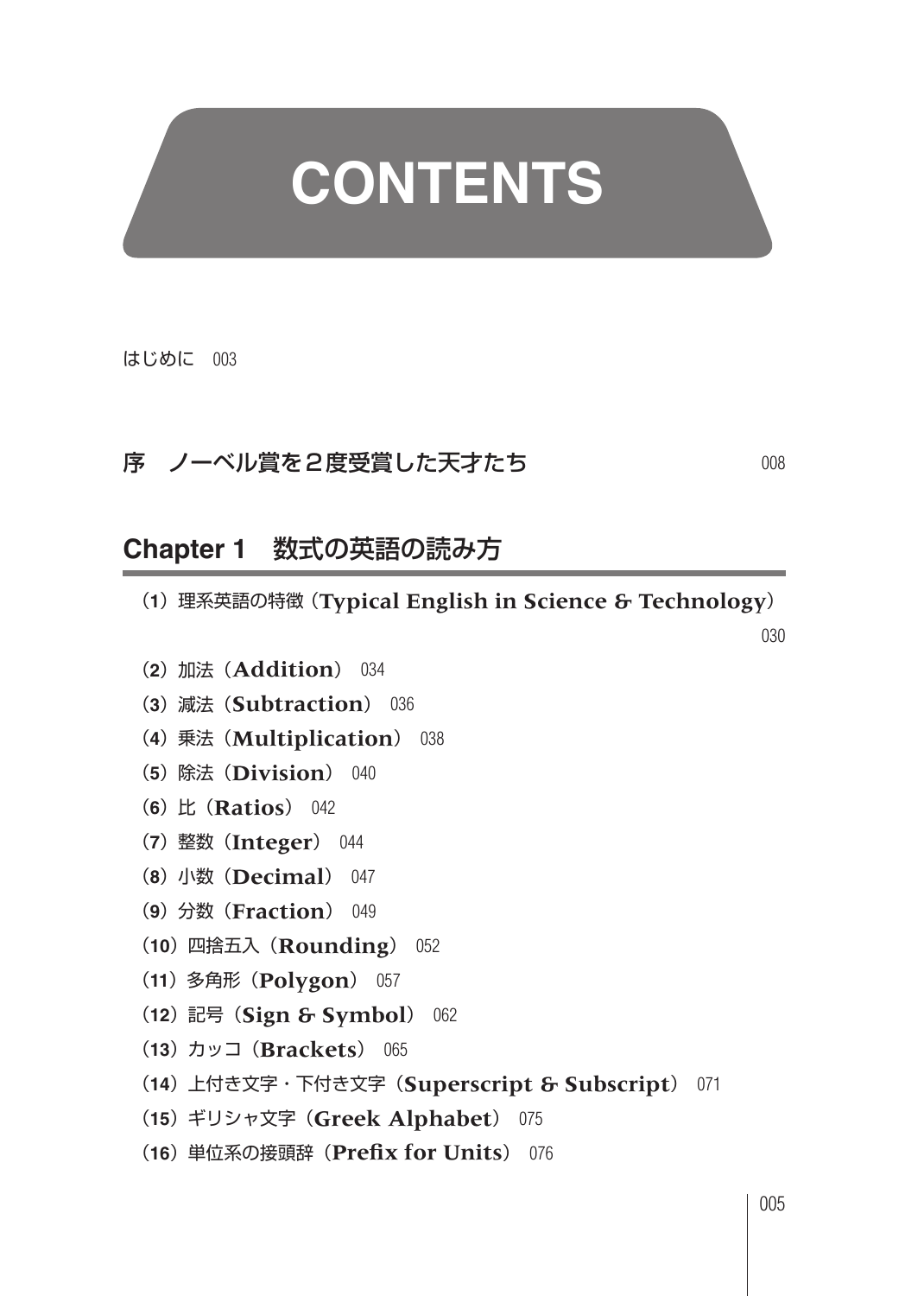# CONTENTS

はじめに　003

## 序　ノーベル賞を２度受賞した天才たち　008

## Chapter 1　数式の英語の読み方

（**1**）理系英語の特徴（**Typical English in Science & Technology**）　030

（**2**）加法（**Addition**）　034

（**3**）減法（**Subtraction**）　036

（**4**）乗法（**Multiplication**）　038

（**5**）除法（**Division**）　040

（**6**）比（**Ratios**）　042

（**7**）整数（**Integer**）　044

（**8**）小数（**Decimal**）　047

（**9**）分数（**Fraction**）　049

（**10**）四捨五入（**Rounding**）　052

（**11**）多角形（**Polygon**）　057

（**12**）記号（**Sign & Symbol**）　062

（**13**）カッコ（**Brackets**）　065

（**14**）上付き文字・下付き文字（**Superscript & Subscript**）　071

（**15**）ギリシャ文字（**Greek Alphabet**）　075

（**16**）単位系の接頭辞（**Prefix for Units**）　076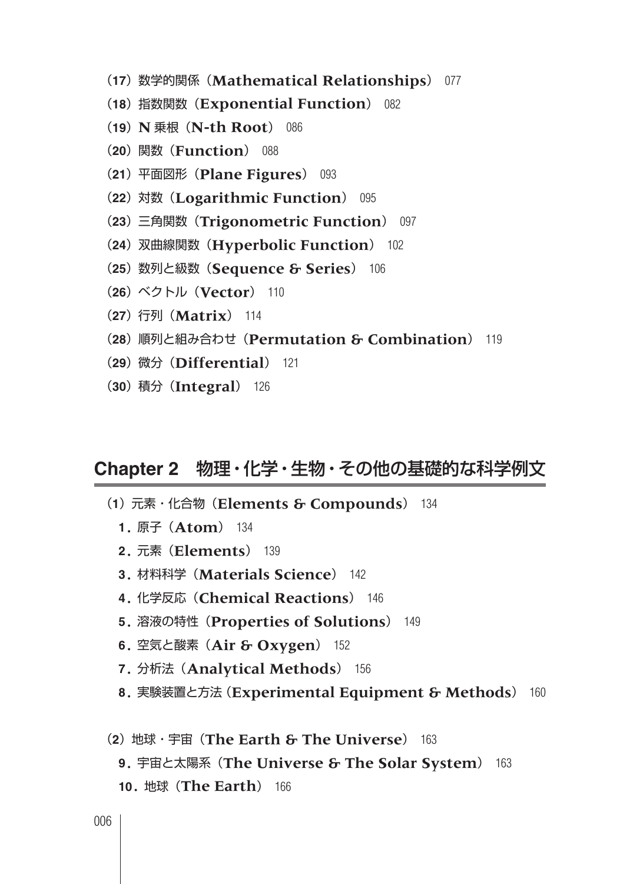（17）数学的関係（**Mathematical Relationships**） 077

（18）指数関数（**Exponential Function**） 082

（19）**N** 乗根（**N-th Root**） 086

（20）関数（**Function**） 088

（21）平面図形（**Plane Figures**） 093

（22）対数（**Logarithmic Function**） 095

（23）三角関数（**Trigonometric Function**） 097

（24）双曲線関数（**Hyperbolic Function**） 102

（25）数列と級数（**Sequence & Series**） 106

（26）ベクトル（**Vector**） 110

（27）行列（**Matrix**） 114

（28）順列と組み合わせ（**Permutation & Combination**） 119

（29）微分（**Differential**） 121

（30）積分（**Integral**） 126

## Chapter 2　物理・化学・生物・その他の基礎的な科学例文

（1）元素・化合物（**Elements & Compounds**） 134

**1**. 原子（**Atom**） 134

**2**. 元素（**Elements**） 139

**3**. 材料科学（**Materials Science**） 142

**4**. 化学反応（**Chemical Reactions**） 146

**5**. 溶液の特性（**Properties of Solutions**） 149

**6**. 空気と酸素（**Air & Oxygen**） 152

**7**. 分析法（**Analytical Methods**） 156

**8**. 実験装置と方法（**Experimental Equipment & Methods**） 160

（2）地球・宇宙（**The Earth & The Universe**） 163

**9**. 宇宙と太陽系（**The Universe & The Solar System**） 163

**10**. 地球（**The Earth**） 166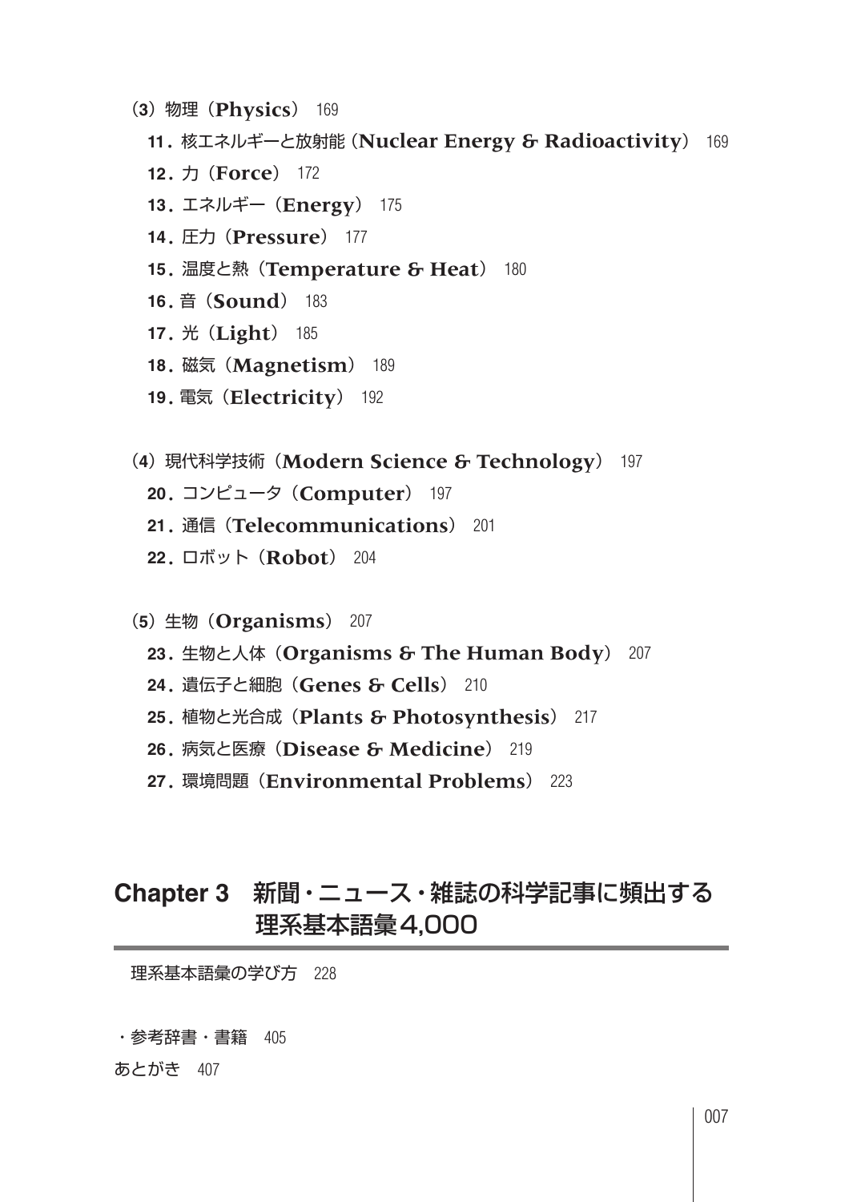(3) 物理（Physics） 169

- 11. 核エネルギーと放射能（Nuclear Energy & Radioactivity） 169
- 12. 力（Force） 172
- 13. エネルギー（Energy） 175
- 14. 圧力（Pressure） 177
- 15. 温度と熱（Temperature & Heat） 180
- 16. 音（Sound） 183
- 17. 光（Light） 185
- 18. 磁気（Magnetism） 189
- 19. 電気（Electricity） 192

(4) 現代科学技術（Modern Science & Technology） 197

- 20. コンピュータ（Computer） 197
- 21. 通信（Telecommunications） 201
- 22. ロボット（Robot） 204

(5) 生物（Organisms） 207

- 23. 生物と人体（Organisms & The Human Body） 207
- 24. 遺伝子と細胞（Genes & Cells） 210
- 25. 植物と光合成（Plants & Photosynthesis） 217
- 26. 病気と医療（Disease & Medicine） 219
- 27. 環境問題（Environmental Problems） 223

## Chapter 3　新聞・ニュース・雑誌の科学記事に頻出する理系基本語彙4,000

理系基本語彙の学び方　228

・参考辞書・書籍　405

あとがき　407